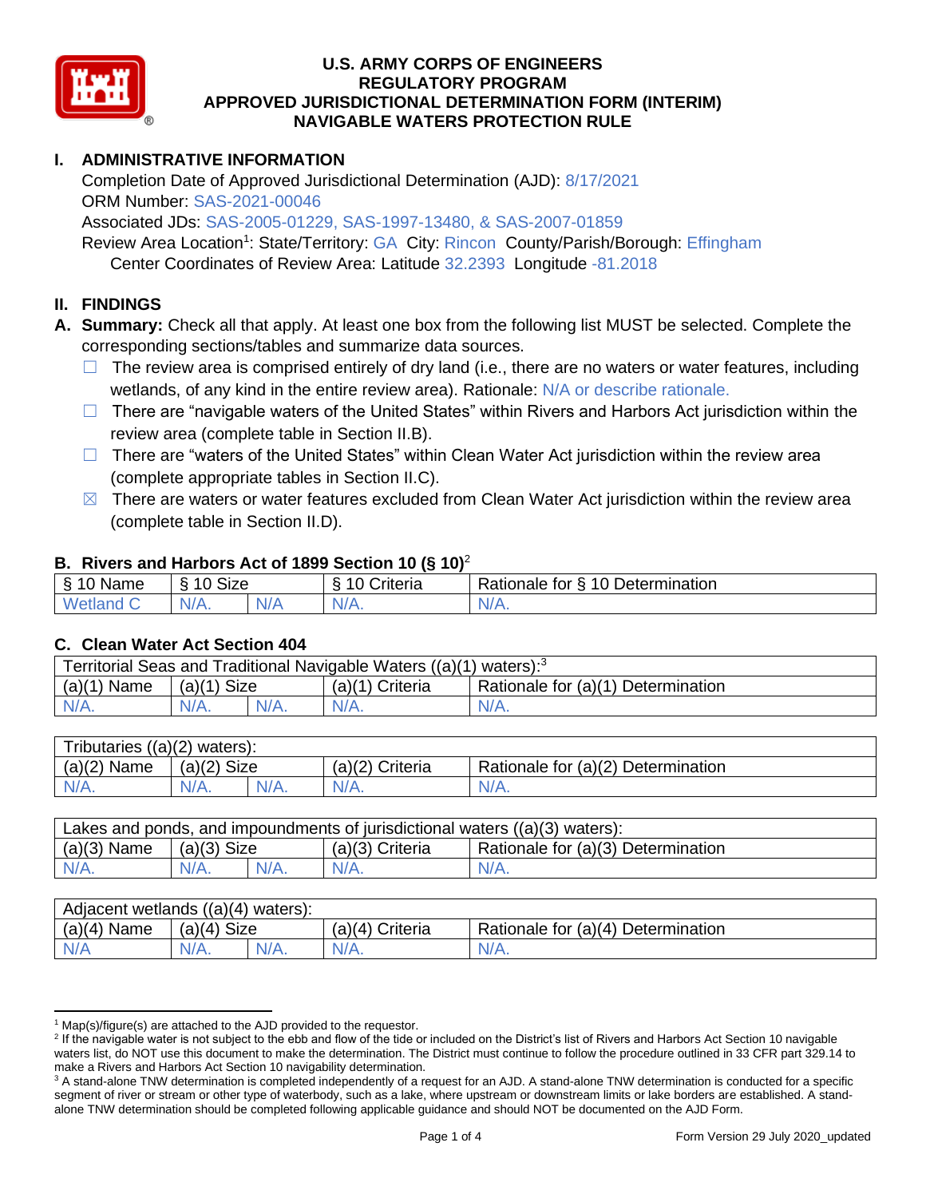# U.S. ARMY CORPS OF ENGINEERS
# REGULATORY PROGRAM
# APPROVED JURISDICTIONAL DETERMINATION FORM (INTERIM)
# NAVIGABLE WATERS PROTECTION RULE

## I. ADMINISTRATIVE INFORMATION

Completion Date of Approved Jurisdictional Determination (AJD): 8/17/2021
ORM Number: SAS-2021-00046
Associated JDs: SAS-2005-01229, SAS-1997-13480, & SAS-2007-01859
Review Area Location[1]: State/Territory: GA City: Rincon County/Parish/Borough: Effingham
Center Coordinates of Review Area: Latitude 32.2393 Longitude -81.2018

## II. FINDINGS

**A. Summary:** Check all that apply. At least one box from the following list MUST be selected. Complete the corresponding sections/tables and summarize data sources.

- ☐ The review area is comprised entirely of dry land (i.e., there are no waters or water features, including wetlands, of any kind in the entire review area). Rationale: N/A or describe rationale.
- ☐ There are "navigable waters of the United States" within Rivers and Harbors Act jurisdiction within the review area (complete table in Section II.B).
- ☐ There are "waters of the United States" within Clean Water Act jurisdiction within the review area (complete appropriate tables in Section II.C).
- ☒ There are waters or water features excluded from Clean Water Act jurisdiction within the review area (complete table in Section II.D).

### B. Rivers and Harbors Act of 1899 Section 10 (§ 10)[2]

| § 10 Name | § 10 Size | | § 10 Criteria | Rationale for § 10 Determination |
|---|---|---|---|---|
| Wetland C | N/A. | N/A | N/A. | N/A. |

### C. Clean Water Act Section 404

| Territorial Seas and Traditional Navigable Waters ((a)(1) waters):[3] | | | | |
|---|---|---|---|---|
| (a)(1) Name | (a)(1) Size | | (a)(1) Criteria | Rationale for (a)(1) Determination |
| N/A. | N/A. | N/A. | N/A. | N/A. |

| Tributaries ((a)(2) waters): | | | | |
|---|---|---|---|---|
| (a)(2) Name | (a)(2) Size | | (a)(2) Criteria | Rationale for (a)(2) Determination |
| N/A. | N/A. | N/A. | N/A. | N/A. |

| Lakes and ponds, and impoundments of jurisdictional waters ((a)(3) waters): | | | | |
|---|---|---|---|---|
| (a)(3) Name | (a)(3) Size | | (a)(3) Criteria | Rationale for (a)(3) Determination |
| N/A. | N/A. | N/A. | N/A. | N/A. |

| Adjacent wetlands ((a)(4) waters): | | | | |
|---|---|---|---|---|
| (a)(4) Name | (a)(4) Size | | (a)(4) Criteria | Rationale for (a)(4) Determination |
| N/A | N/A. | N/A. | N/A. | N/A. |

---

[1] Map(s)/figure(s) are attached to the AJD provided to the requestor.

[2] If the navigable water is not subject to the ebb and flow of the tide or included on the District's list of Rivers and Harbors Act Section 10 navigable waters list, do NOT use this document to make the determination. The District must continue to follow the procedure outlined in 33 CFR part 329.14 to make a Rivers and Harbors Act Section 10 navigability determination.

[3] A stand-alone TNW determination is completed independently of a request for an AJD. A stand-alone TNW determination is conducted for a specific segment of river or stream or other type of waterbody, such as a lake, where upstream or downstream limits or lake borders are established. A stand-alone TNW determination should be completed following applicable guidance and should NOT be documented on the AJD Form.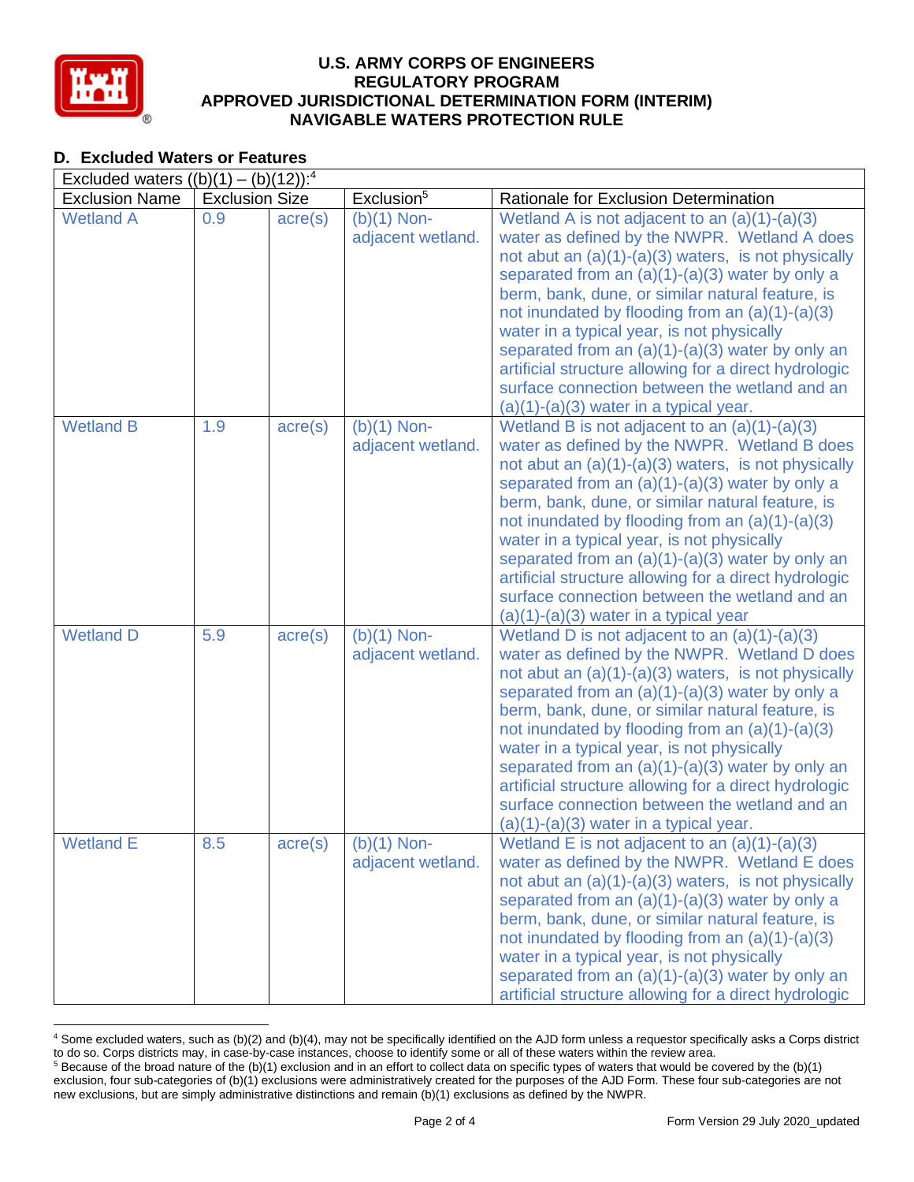### D. Excluded Waters or Features

| Excluded waters ((b)(1) – (b)(12)):[4] | | | | |
|---|---|---|---|---|
| Exclusion Name | Exclusion Size | | Exclusion[5] | Rationale for Exclusion Determination |
| Wetland A | 0.9 | acre(s) | (b)(1) Non-adjacent wetland. | Wetland A is not adjacent to an (a)(1)-(a)(3) water as defined by the NWPR. Wetland A does not abut an (a)(1)-(a)(3) waters, is not physically separated from an (a)(1)-(a)(3) water by only a berm, bank, dune, or similar natural feature, is not inundated by flooding from an (a)(1)-(a)(3) water in a typical year, is not physically separated from an (a)(1)-(a)(3) water by only an artificial structure allowing for a direct hydrologic surface connection between the wetland and an (a)(1)-(a)(3) water in a typical year. |
| Wetland B | 1.9 | acre(s) | (b)(1) Non-adjacent wetland. | Wetland B is not adjacent to an (a)(1)-(a)(3) water as defined by the NWPR. Wetland B does not abut an (a)(1)-(a)(3) waters, is not physically separated from an (a)(1)-(a)(3) water by only a berm, bank, dune, or similar natural feature, is not inundated by flooding from an (a)(1)-(a)(3) water in a typical year, is not physically separated from an (a)(1)-(a)(3) water by only an artificial structure allowing for a direct hydrologic surface connection between the wetland and an (a)(1)-(a)(3) water in a typical year |
| Wetland D | 5.9 | acre(s) | (b)(1) Non-adjacent wetland. | Wetland D is not adjacent to an (a)(1)-(a)(3) water as defined by the NWPR. Wetland D does not abut an (a)(1)-(a)(3) waters, is not physically separated from an (a)(1)-(a)(3) water by only a berm, bank, dune, or similar natural feature, is not inundated by flooding from an (a)(1)-(a)(3) water in a typical year, is not physically separated from an (a)(1)-(a)(3) water by only an artificial structure allowing for a direct hydrologic surface connection between the wetland and an (a)(1)-(a)(3) water in a typical year. |
| Wetland E | 8.5 | acre(s) | (b)(1) Non-adjacent wetland. | Wetland E is not adjacent to an (a)(1)-(a)(3) water as defined by the NWPR. Wetland E does not abut an (a)(1)-(a)(3) waters, is not physically separated from an (a)(1)-(a)(3) water by only a berm, bank, dune, or similar natural feature, is not inundated by flooding from an (a)(1)-(a)(3) water in a typical year, is not physically separated from an (a)(1)-(a)(3) water by only an artificial structure allowing for a direct hydrologic |

[4] Some excluded waters, such as (b)(2) and (b)(4), may not be specifically identified on the AJD form unless a requestor specifically asks a Corps district to do so. Corps districts may, in case-by-case instances, choose to identify some or all of these waters within the review area.

[5] Because of the broad nature of the (b)(1) exclusion and in an effort to collect data on specific types of waters that would be covered by the (b)(1) exclusion, four sub-categories of (b)(1) exclusions were administratively created for the purposes of the AJD Form. These four sub-categories are not new exclusions, but are simply administrative distinctions and remain (b)(1) exclusions as defined by the NWPR.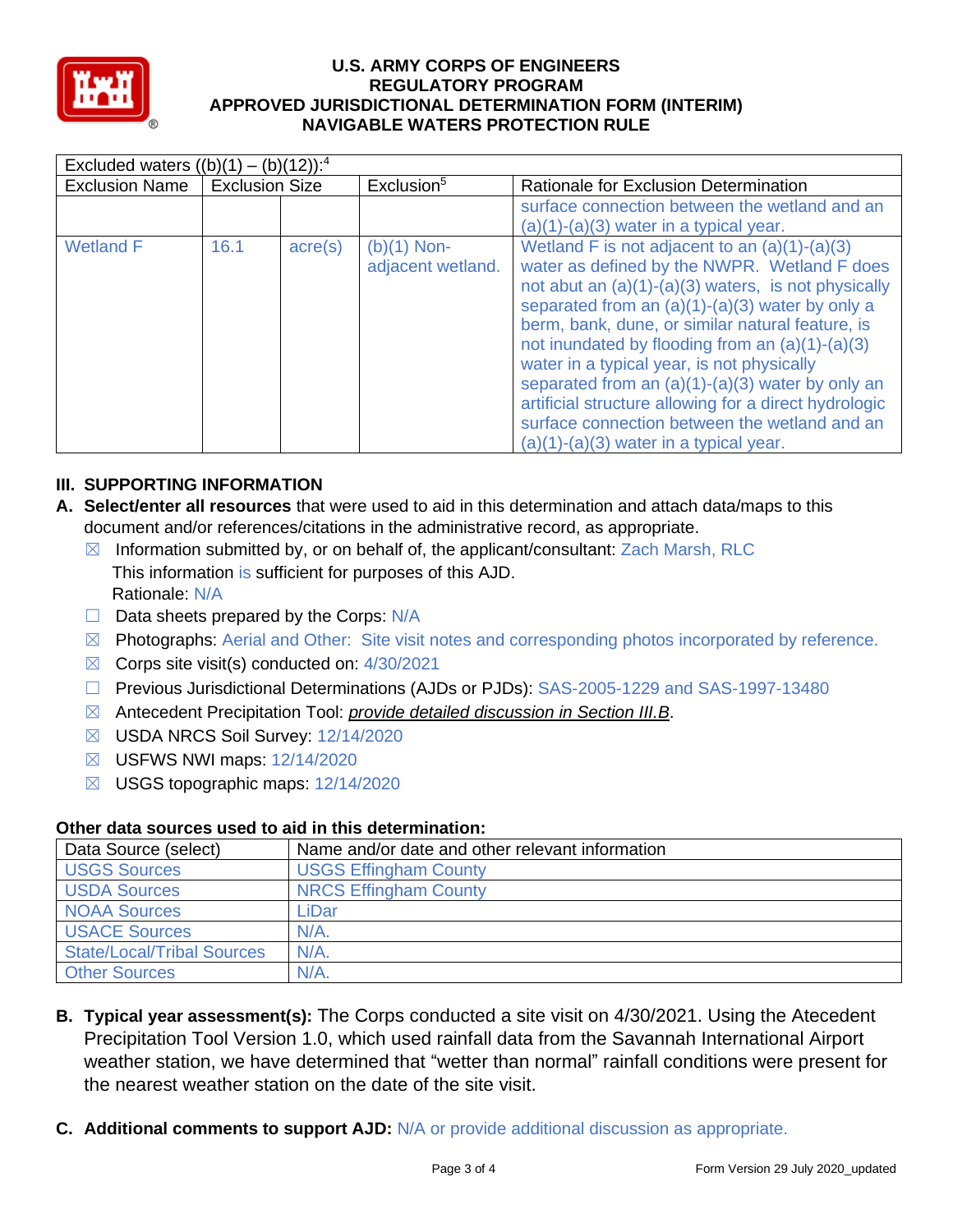# U.S. ARMY CORPS OF ENGINEERS
## REGULATORY PROGRAM
## APPROVED JURISDICTIONAL DETERMINATION FORM (INTERIM)
## NAVIGABLE WATERS PROTECTION RULE

| Excluded waters ((b)(1) – (b)(12)):[4] | | | | |
|---|---|---|---|---|
| Exclusion Name | Exclusion Size | | Exclusion[5] | Rationale for Exclusion Determination |
| | | | | surface connection between the wetland and an (a)(1)-(a)(3) water in a typical year. |
| Wetland F | 16.1 | acre(s) | (b)(1) Non-adjacent wetland. | Wetland F is not adjacent to an (a)(1)-(a)(3) water as defined by the NWPR. Wetland F does not abut an (a)(1)-(a)(3) waters, is not physically separated from an (a)(1)-(a)(3) water by only a berm, bank, dune, or similar natural feature, is not inundated by flooding from an (a)(1)-(a)(3) water in a typical year, is not physically separated from an (a)(1)-(a)(3) water by only an artificial structure allowing for a direct hydrologic surface connection between the wetland and an (a)(1)-(a)(3) water in a typical year. |

## III. SUPPORTING INFORMATION

**A. Select/enter all resources** that were used to aid in this determination and attach data/maps to this document and/or references/citations in the administrative record, as appropriate.

- ☒ Information submitted by, or on behalf of, the applicant/consultant: Zach Marsh, RLC
  This information is sufficient for purposes of this AJD.
  Rationale: N/A
- ☐ Data sheets prepared by the Corps: N/A
- ☒ Photographs: Aerial and Other: Site visit notes and corresponding photos incorporated by reference.
- ☒ Corps site visit(s) conducted on: 4/30/2021
- ☐ Previous Jurisdictional Determinations (AJDs or PJDs): SAS-2005-1229 and SAS-1997-13480
- ☒ Antecedent Precipitation Tool: *provide detailed discussion in Section III.B*.
- ☒ USDA NRCS Soil Survey: 12/14/2020
- ☒ USFWS NWI maps: 12/14/2020
- ☒ USGS topographic maps: 12/14/2020

**Other data sources used to aid in this determination:**

| Data Source (select) | Name and/or date and other relevant information |
|---|---|
| USGS Sources | USGS Effingham County |
| USDA Sources | NRCS Effingham County |
| NOAA Sources | LiDar |
| USACE Sources | N/A. |
| State/Local/Tribal Sources | N/A. |
| Other Sources | N/A. |

**B. Typical year assessment(s):** The Corps conducted a site visit on 4/30/2021. Using the Atecedent Precipitation Tool Version 1.0, which used rainfall data from the Savannah International Airport weather station, we have determined that “wetter than normal” rainfall conditions were present for the nearest weather station on the date of the site visit.

**C. Additional comments to support AJD:** N/A or provide additional discussion as appropriate.